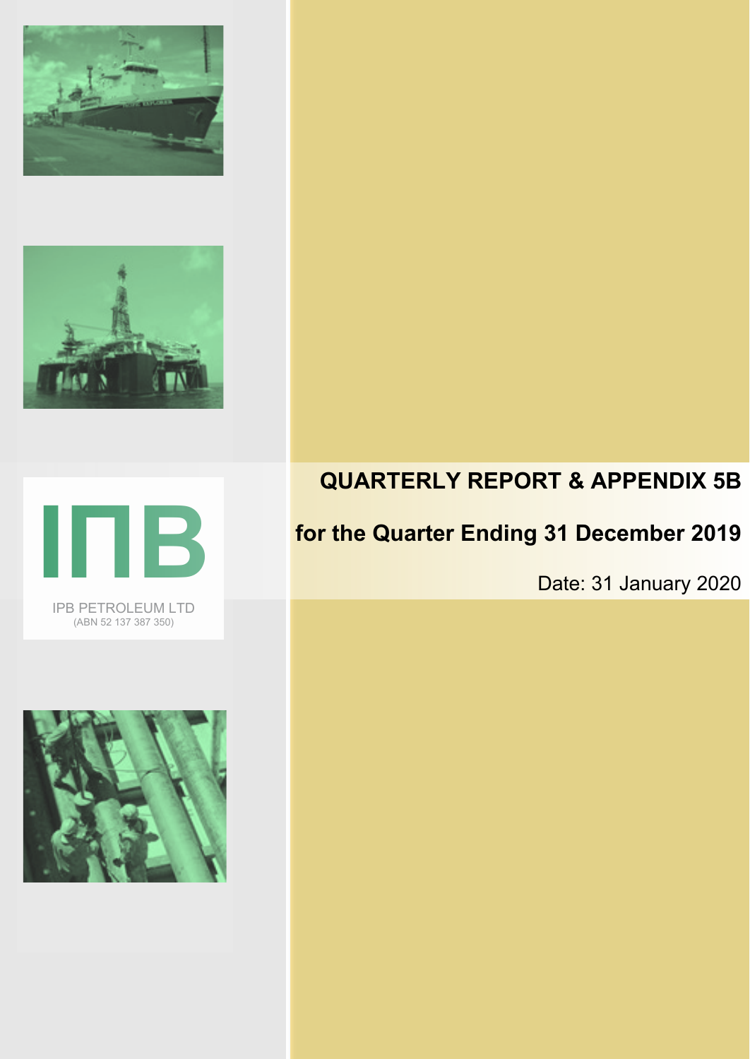IПB

IPB PETROLEUM LTD
(ABN 52 137 387 350)

# QUARTERLY REPORT & APPENDIX 5B

## for the Quarter Ending 31 December 2019

Date: 31 January 2020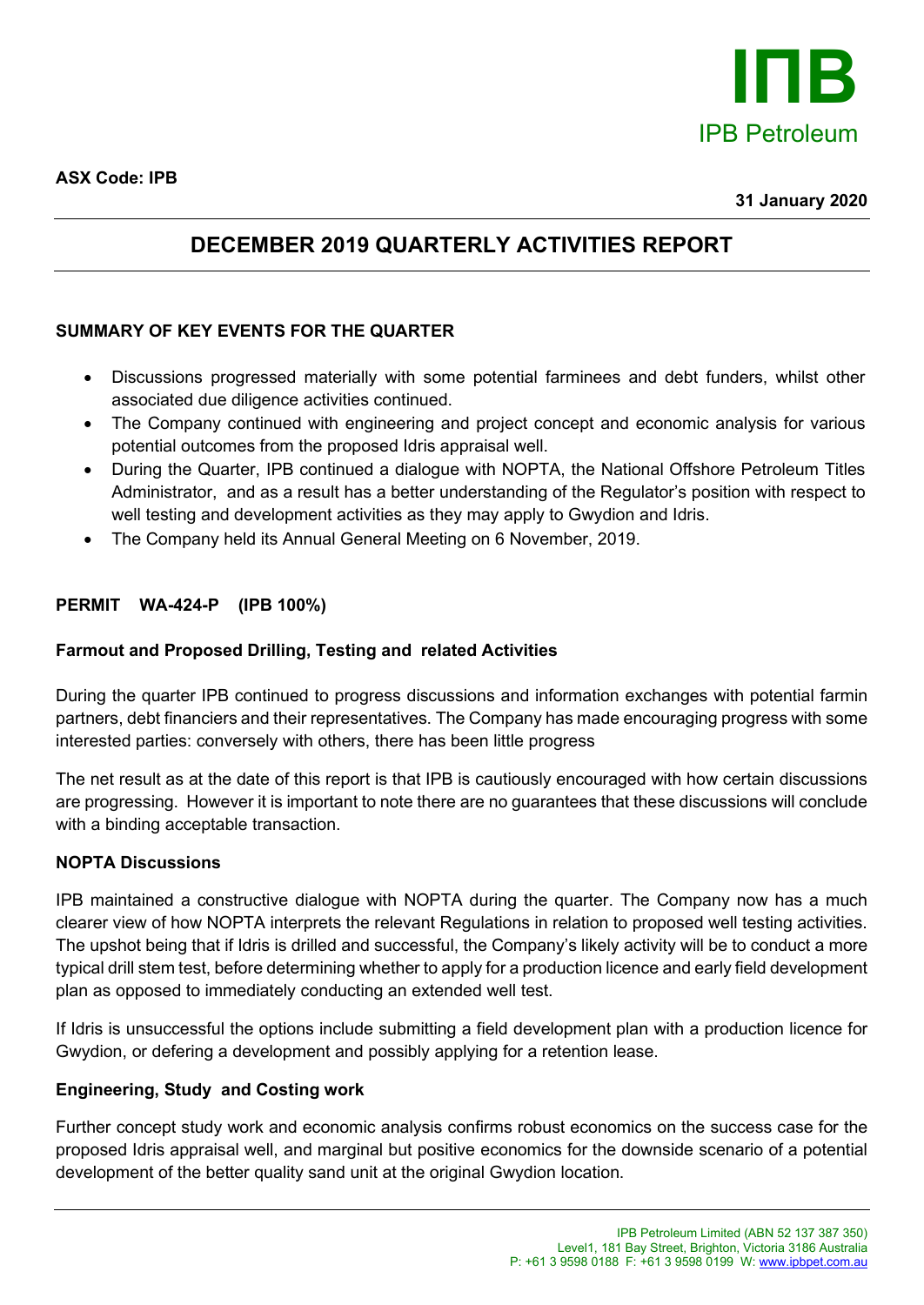**ASX Code: IPB**

**31 January 2020**

# DECEMBER 2019 QUARTERLY ACTIVITIES REPORT

## SUMMARY OF KEY EVENTS FOR THE QUARTER

- Discussions progressed materially with some potential farminees and debt funders, whilst other associated due diligence activities continued.
- The Company continued with engineering and project concept and economic analysis for various potential outcomes from the proposed Idris appraisal well.
- During the Quarter, IPB continued a dialogue with NOPTA, the National Offshore Petroleum Titles Administrator, and as a result has a better understanding of the Regulator's position with respect to well testing and development activities as they may apply to Gwydion and Idris.
- The Company held its Annual General Meeting on 6 November, 2019.

## PERMIT WA-424-P (IPB 100%)

### Farmout and Proposed Drilling, Testing and related Activities

During the quarter IPB continued to progress discussions and information exchanges with potential farmin partners, debt financiers and their representatives. The Company has made encouraging progress with some interested parties: conversely with others, there has been little progress

The net result as at the date of this report is that IPB is cautiously encouraged with how certain discussions are progressing. However it is important to note there are no guarantees that these discussions will conclude with a binding acceptable transaction.

### NOPTA Discussions

IPB maintained a constructive dialogue with NOPTA during the quarter. The Company now has a much clearer view of how NOPTA interprets the relevant Regulations in relation to proposed well testing activities. The upshot being that if Idris is drilled and successful, the Company's likely activity will be to conduct a more typical drill stem test, before determining whether to apply for a production licence and early field development plan as opposed to immediately conducting an extended well test.

If Idris is unsuccessful the options include submitting a field development plan with a production licence for Gwydion, or defering a development and possibly applying for a retention lease.

### Engineering, Study and Costing work

Further concept study work and economic analysis confirms robust economics on the success case for the proposed Idris appraisal well, and marginal but positive economics for the downside scenario of a potential development of the better quality sand unit at the original Gwydion location.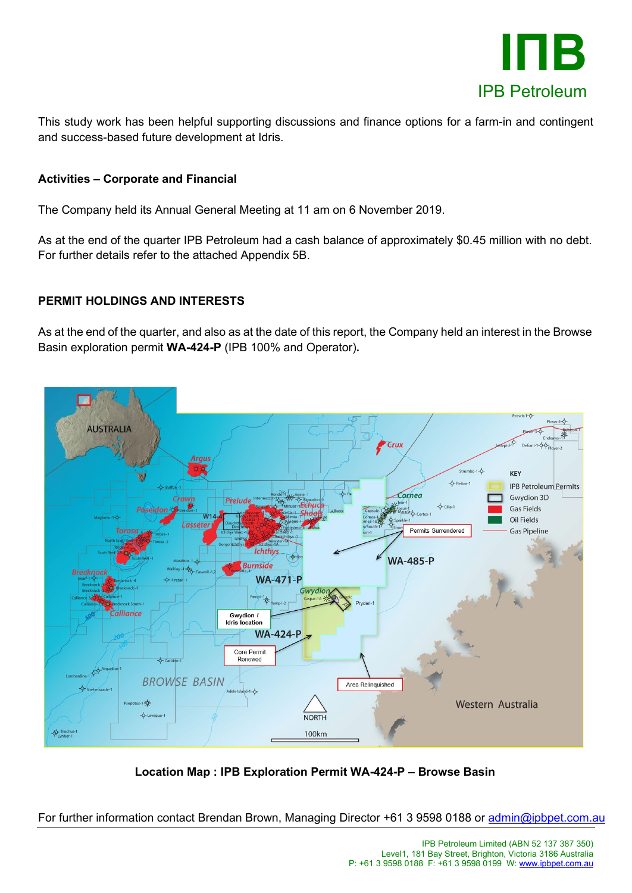This study work has been helpful supporting discussions and finance options for a farm-in and contingent and success-based future development at Idris.

**Activities – Corporate and Financial**

The Company held its Annual General Meeting at 11 am on 6 November 2019.

As at the end of the quarter IPB Petroleum had a cash balance of approximately $0.45 million with no debt. For further details refer to the attached Appendix 5B.

**PERMIT HOLDINGS AND INTERESTS**

As at the end of the quarter, and also as at the date of this report, the Company held an interest in the Browse Basin exploration permit **WA-424-P** (IPB 100% and Operator)**.**

**Location Map : IPB Exploration Permit WA-424-P – Browse Basin**

For further information contact Brendan Brown, Managing Director +61 3 9598 0188 or admin@ipbpet.com.au

IPB Petroleum Limited (ABN 52 137 387 350)
Level1, 181 Bay Street, Brighton, Victoria 3186 Australia
P: +61 3 9598 0188 F: +61 3 9598 0199 W: www.ipbpet.com.au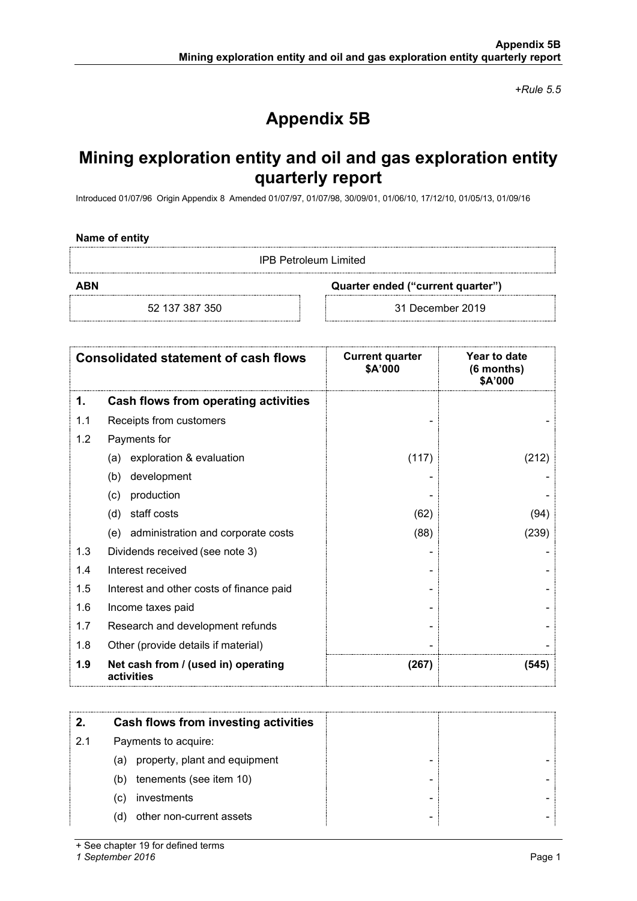*+Rule 5.5*

# Appendix 5B

## Mining exploration entity and oil and gas exploration entity quarterly report

Introduced 01/07/96 Origin Appendix 8 Amended 01/07/97, 01/07/98, 30/09/01, 01/06/10, 17/12/10, 01/05/13, 01/09/16

**Name of entity**

IPB Petroleum Limited

| **ABN** | **Quarter ended ("current quarter")** |
|---|---|
| 52 137 387 350 | 31 December 2019 |

| **Consolidated statement of cash flows** | | **Current quarter $A'000** | **Year to date (6 months) $A'000** |
|---|---|---|---|
| **1.** | **Cash flows from operating activities** | | |
| 1.1 | Receipts from customers | - | - |
| 1.2 | Payments for | | |
| | (a) exploration & evaluation | (117) | (212) |
| | (b) development | - | - |
| | (c) production | - | - |
| | (d) staff costs | (62) | (94) |
| | (e) administration and corporate costs | (88) | (239) |
| 1.3 | Dividends received (see note 3) | - | - |
| 1.4 | Interest received | - | - |
| 1.5 | Interest and other costs of finance paid | - | - |
| 1.6 | Income taxes paid | - | - |
| 1.7 | Research and development refunds | - | - |
| 1.8 | Other (provide details if material) | - | - |
| **1.9** | **Net cash from / (used in) operating activities** | **(267)** | **(545)** |

| **2.** | **Cash flows from investing activities** | | |
|---|---|---|---|
| 2.1 | Payments to acquire: | | |
| | (a) property, plant and equipment | - | - |
| | (b) tenements (see item 10) | - | - |
| | (c) investments | - | - |
| | (d) other non-current assets | - | - |

+ See chapter 19 for defined terms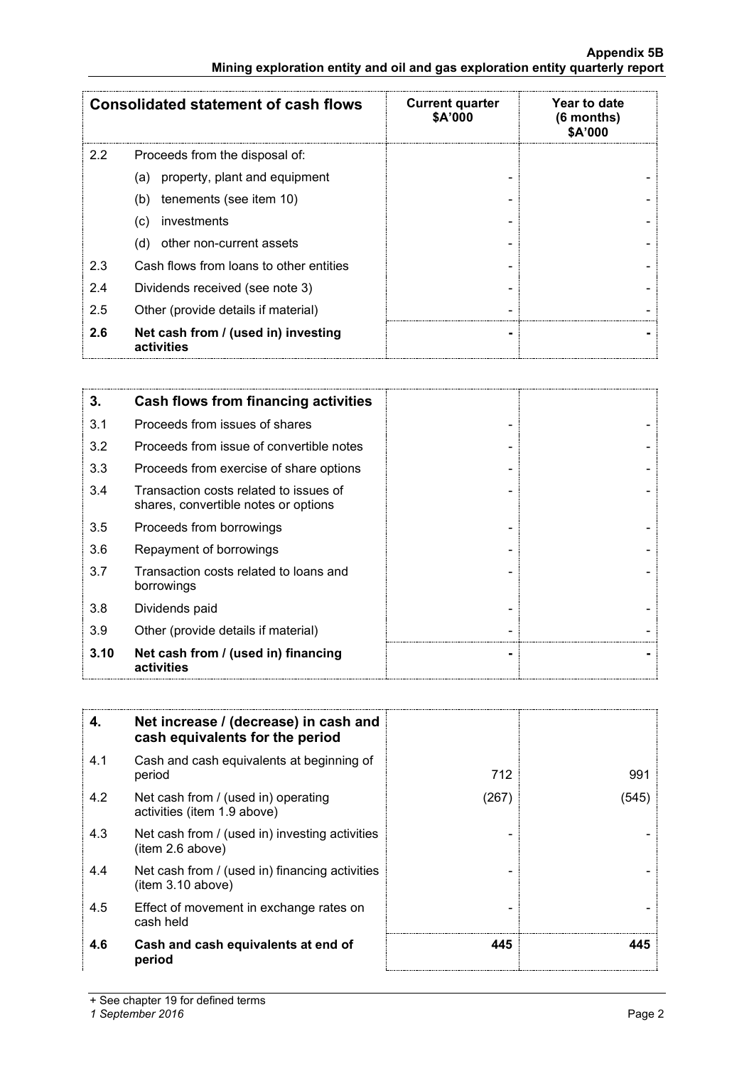| Consolidated statement of cash flows | | Current quarter $A'000 | Year to date (6 months) $A'000 |
|---|---|---|---|
| 2.2 | Proceeds from the disposal of: | | |
| | (a) property, plant and equipment | - | - |
| | (b) tenements (see item 10) | - | - |
| | (c) investments | - | - |
| | (d) other non-current assets | - | - |
| 2.3 | Cash flows from loans to other entities | - | - |
| 2.4 | Dividends received (see note 3) | - | - |
| 2.5 | Other (provide details if material) | - | - |
| **2.6** | **Net cash from / (used in) investing activities** | **-** | **-** |

| **3.** | **Cash flows from financing activities** | | |
|---|---|---|---|
| 3.1 | Proceeds from issues of shares | - | - |
| 3.2 | Proceeds from issue of convertible notes | - | - |
| 3.3 | Proceeds from exercise of share options | - | - |
| 3.4 | Transaction costs related to issues of shares, convertible notes or options | - | - |
| 3.5 | Proceeds from borrowings | - | - |
| 3.6 | Repayment of borrowings | - | - |
| 3.7 | Transaction costs related to loans and borrowings | - | - |
| 3.8 | Dividends paid | - | - |
| 3.9 | Other (provide details if material) | - | - |
| **3.10** | **Net cash from / (used in) financing activities** | **-** | **-** |

| **4.** | **Net increase / (decrease) in cash and cash equivalents for the period** | | |
|---|---|---|---|
| 4.1 | Cash and cash equivalents at beginning of period | 712 | 991 |
| 4.2 | Net cash from / (used in) operating activities (item 1.9 above) | (267) | (545) |
| 4.3 | Net cash from / (used in) investing activities (item 2.6 above) | - | - |
| 4.4 | Net cash from / (used in) financing activities (item 3.10 above) | - | - |
| 4.5 | Effect of movement in exchange rates on cash held | - | - |
| **4.6** | **Cash and cash equivalents at end of period** | **445** | **445** |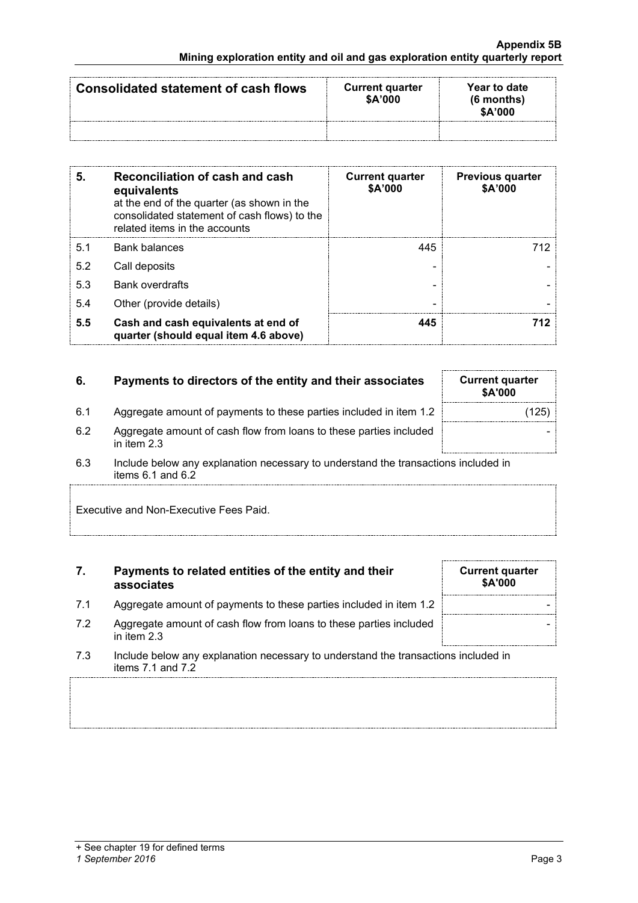| Consolidated statement of cash flows | Current quarter $A'000 | Year to date (6 months) $A'000 |
|---|---|---|
| | | |

| 5. | Reconciliation of cash and cash equivalents at the end of the quarter (as shown in the consolidated statement of cash flows) to the related items in the accounts | Current quarter $A'000 | Previous quarter $A'000 |
|---|---|---|---|
| 5.1 | Bank balances | 445 | 712 |
| 5.2 | Call deposits | - | - |
| 5.3 | Bank overdrafts | - | - |
| 5.4 | Other (provide details) | - | - |
| **5.5** | **Cash and cash equivalents at end of quarter (should equal item 4.6 above)** | **445** | **712** |

| 6. | Payments to directors of the entity and their associates | Current quarter $A'000 |
|---|---|---|
| 6.1 | Aggregate amount of payments to these parties included in item 1.2 | (125) |
| 6.2 | Aggregate amount of cash flow from loans to these parties included in item 2.3 | - |

6.3 Include below any explanation necessary to understand the transactions included in items 6.1 and 6.2

Executive and Non-Executive Fees Paid.

| 7. | Payments to related entities of the entity and their associates | Current quarter $A'000 |
|---|---|---|
| 7.1 | Aggregate amount of payments to these parties included in item 1.2 | - |
| 7.2 | Aggregate amount of cash flow from loans to these parties included in item 2.3 | - |

7.3 Include below any explanation necessary to understand the transactions included in items 7.1 and 7.2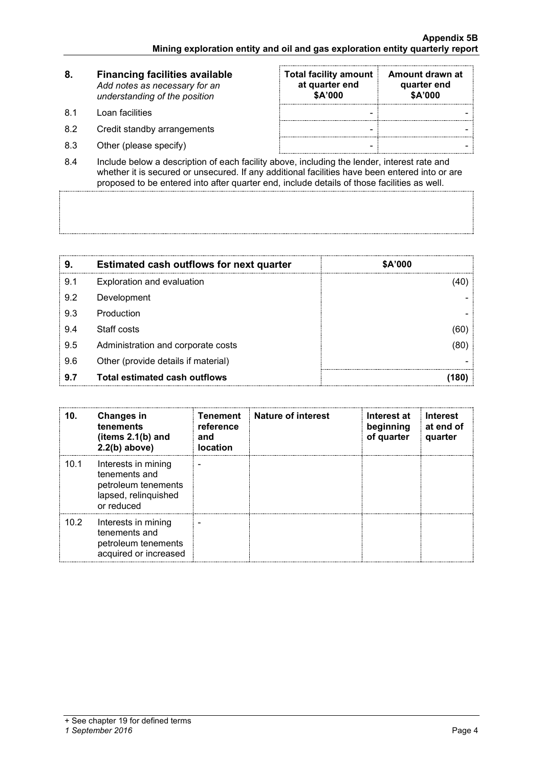| 8. | **Financing facilities available** *Add notes as necessary for an understanding of the position* | **Total facility amount at quarter end \$A'000** | **Amount drawn at quarter end \$A'000** |
|---|---|---|---|
| 8.1 | Loan facilities | - | - |
| 8.2 | Credit standby arrangements | - | - |
| 8.3 | Other (please specify) | - | - |

8.4 Include below a description of each facility above, including the lender, interest rate and whether it is secured or unsecured. If any additional facilities have been entered into or are proposed to be entered into after quarter end, include details of those facilities as well.

| 9. | **Estimated cash outflows for next quarter** | **\$A'000** |
|---|---|---|
| 9.1 | Exploration and evaluation | (40) |
| 9.2 | Development | - |
| 9.3 | Production | - |
| 9.4 | Staff costs | (60) |
| 9.5 | Administration and corporate costs | (80) |
| 9.6 | Other (provide details if material) | - |
| **9.7** | **Total estimated cash outflows** | **(180)** |

| 10. | **Changes in tenements (items 2.1(b) and 2.2(b) above)** | **Tenement reference and location** | **Nature of interest** | **Interest at beginning of quarter** | **Interest at end of quarter** |
|---|---|---|---|---|---|
| 10.1 | Interests in mining tenements and petroleum tenements lapsed, relinquished or reduced | - | | | |
| 10.2 | Interests in mining tenements and petroleum tenements acquired or increased | - | | | |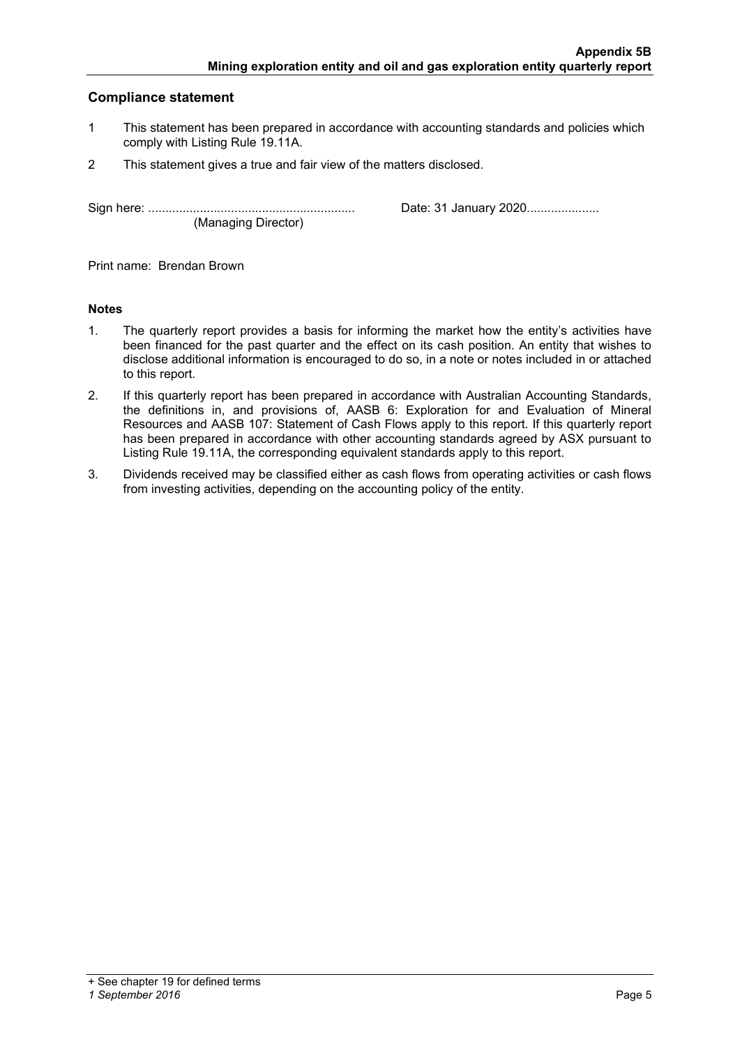## Compliance statement

1 This statement has been prepared in accordance with accounting standards and policies which comply with Listing Rule 19.11A.

2 This statement gives a true and fair view of the matters disclosed.

Sign here: ............................................................ Date: 31 January 2020.....................
(Managing Director)

Print name: Brendan Brown

### Notes

1. The quarterly report provides a basis for informing the market how the entity's activities have been financed for the past quarter and the effect on its cash position. An entity that wishes to disclose additional information is encouraged to do so, in a note or notes included in or attached to this report.
2. If this quarterly report has been prepared in accordance with Australian Accounting Standards, the definitions in, and provisions of, AASB 6: Exploration for and Evaluation of Mineral Resources and AASB 107: Statement of Cash Flows apply to this report. If this quarterly report has been prepared in accordance with other accounting standards agreed by ASX pursuant to Listing Rule 19.11A, the corresponding equivalent standards apply to this report.
3. Dividends received may be classified either as cash flows from operating activities or cash flows from investing activities, depending on the accounting policy of the entity.